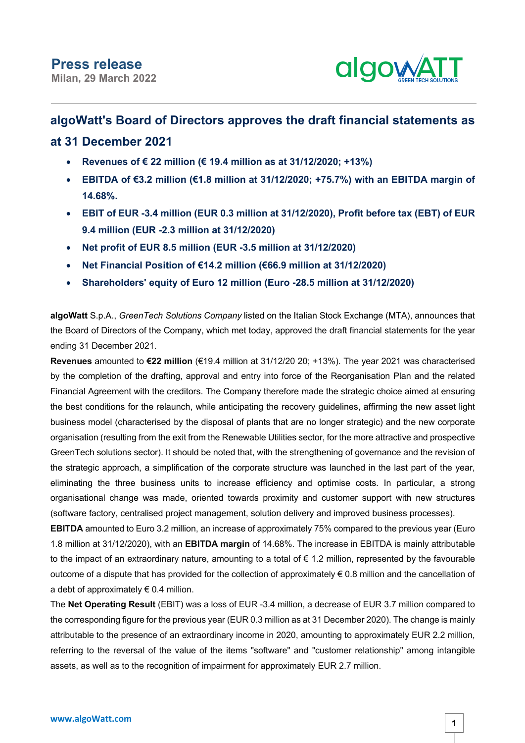**Press release**
**Milan, 29 March 2022**

# algoWatt's Board of Directors approves the draft financial statements as at 31 December 2021

- **Revenues of € 22 million (€ 19.4 million as at 31/12/2020; +13%)**
- **EBITDA of €3.2 million (€1.8 million at 31/12/2020; +75.7%) with an EBITDA margin of 14.68%.**
- **EBIT of EUR -3.4 million (EUR 0.3 million at 31/12/2020), Profit before tax (EBT) of EUR 9.4 million (EUR -2.3 million at 31/12/2020)**
- **Net profit of EUR 8.5 million (EUR -3.5 million at 31/12/2020)**
- **Net Financial Position of €14.2 million (€66.9 million at 31/12/2020)**
- **Shareholders' equity of Euro 12 million (Euro -28.5 million at 31/12/2020)**

**algoWatt** S.p.A., *GreenTech Solutions Company* listed on the Italian Stock Exchange (MTA), announces that the Board of Directors of the Company, which met today, approved the draft financial statements for the year ending 31 December 2021.

**Revenues** amounted to **€22 million** (€19.4 million at 31/12/20 20; +13%). The year 2021 was characterised by the completion of the drafting, approval and entry into force of the Reorganisation Plan and the related Financial Agreement with the creditors. The Company therefore made the strategic choice aimed at ensuring the best conditions for the relaunch, while anticipating the recovery guidelines, affirming the new asset light business model (characterised by the disposal of plants that are no longer strategic) and the new corporate organisation (resulting from the exit from the Renewable Utilities sector, for the more attractive and prospective GreenTech solutions sector). It should be noted that, with the strengthening of governance and the revision of the strategic approach, a simplification of the corporate structure was launched in the last part of the year, eliminating the three business units to increase efficiency and optimise costs. In particular, a strong organisational change was made, oriented towards proximity and customer support with new structures (software factory, centralised project management, solution delivery and improved business processes).

**EBITDA** amounted to Euro 3.2 million, an increase of approximately 75% compared to the previous year (Euro 1.8 million at 31/12/2020), with an **EBITDA margin** of 14.68%. The increase in EBITDA is mainly attributable to the impact of an extraordinary nature, amounting to a total of € 1.2 million, represented by the favourable outcome of a dispute that has provided for the collection of approximately € 0.8 million and the cancellation of a debt of approximately € 0.4 million.

The **Net Operating Result** (EBIT) was a loss of EUR -3.4 million, a decrease of EUR 3.7 million compared to the corresponding figure for the previous year (EUR 0.3 million as at 31 December 2020). The change is mainly attributable to the presence of an extraordinary income in 2020, amounting to approximately EUR 2.2 million, referring to the reversal of the value of the items "software" and "customer relationship" among intangible assets, as well as to the recognition of impairment for approximately EUR 2.7 million.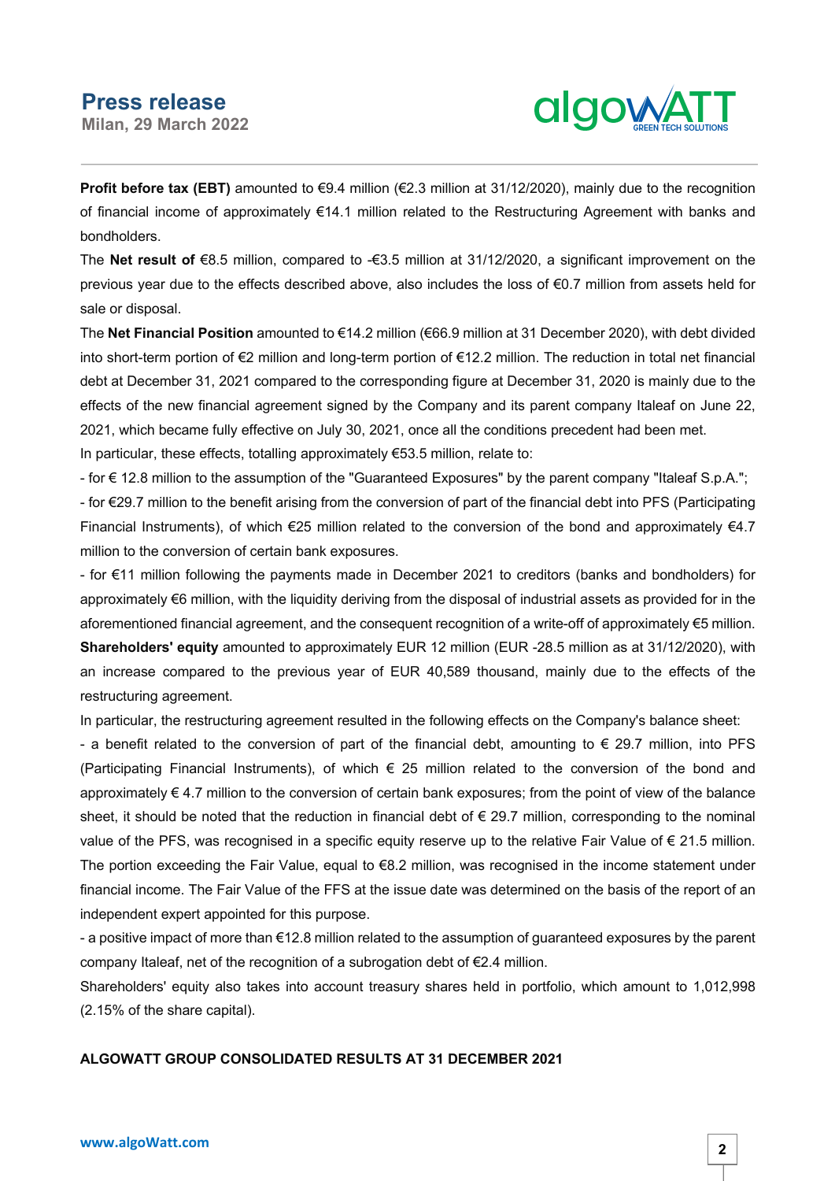**Profit before tax (EBT)** amounted to €9.4 million (€2.3 million at 31/12/2020), mainly due to the recognition of financial income of approximately €14.1 million related to the Restructuring Agreement with banks and bondholders.

The **Net result of** €8.5 million, compared to -€3.5 million at 31/12/2020, a significant improvement on the previous year due to the effects described above, also includes the loss of €0.7 million from assets held for sale or disposal.

The **Net Financial Position** amounted to €14.2 million (€66.9 million at 31 December 2020), with debt divided into short-term portion of €2 million and long-term portion of €12.2 million. The reduction in total net financial debt at December 31, 2021 compared to the corresponding figure at December 31, 2020 is mainly due to the effects of the new financial agreement signed by the Company and its parent company Italeaf on June 22, 2021, which became fully effective on July 30, 2021, once all the conditions precedent had been met.

In particular, these effects, totalling approximately €53.5 million, relate to:

- for € 12.8 million to the assumption of the "Guaranteed Exposures" by the parent company "Italeaf S.p.A.";
- for €29.7 million to the benefit arising from the conversion of part of the financial debt into PFS (Participating Financial Instruments), of which €25 million related to the conversion of the bond and approximately €4.7 million to the conversion of certain bank exposures.
- for €11 million following the payments made in December 2021 to creditors (banks and bondholders) for approximately €6 million, with the liquidity deriving from the disposal of industrial assets as provided for in the aforementioned financial agreement, and the consequent recognition of a write-off of approximately €5 million.

**Shareholders' equity** amounted to approximately EUR 12 million (EUR -28.5 million as at 31/12/2020), with an increase compared to the previous year of EUR 40,589 thousand, mainly due to the effects of the restructuring agreement.

In particular, the restructuring agreement resulted in the following effects on the Company's balance sheet:

- a benefit related to the conversion of part of the financial debt, amounting to € 29.7 million, into PFS (Participating Financial Instruments), of which € 25 million related to the conversion of the bond and approximately € 4.7 million to the conversion of certain bank exposures; from the point of view of the balance sheet, it should be noted that the reduction in financial debt of € 29.7 million, corresponding to the nominal value of the PFS, was recognised in a specific equity reserve up to the relative Fair Value of € 21.5 million. The portion exceeding the Fair Value, equal to €8.2 million, was recognised in the income statement under financial income. The Fair Value of the FFS at the issue date was determined on the basis of the report of an independent expert appointed for this purpose.
- a positive impact of more than €12.8 million related to the assumption of guaranteed exposures by the parent company Italeaf, net of the recognition of a subrogation debt of €2.4 million.

Shareholders' equity also takes into account treasury shares held in portfolio, which amount to 1,012,998 (2.15% of the share capital).

**ALGOWATT GROUP CONSOLIDATED RESULTS AT 31 DECEMBER 2021**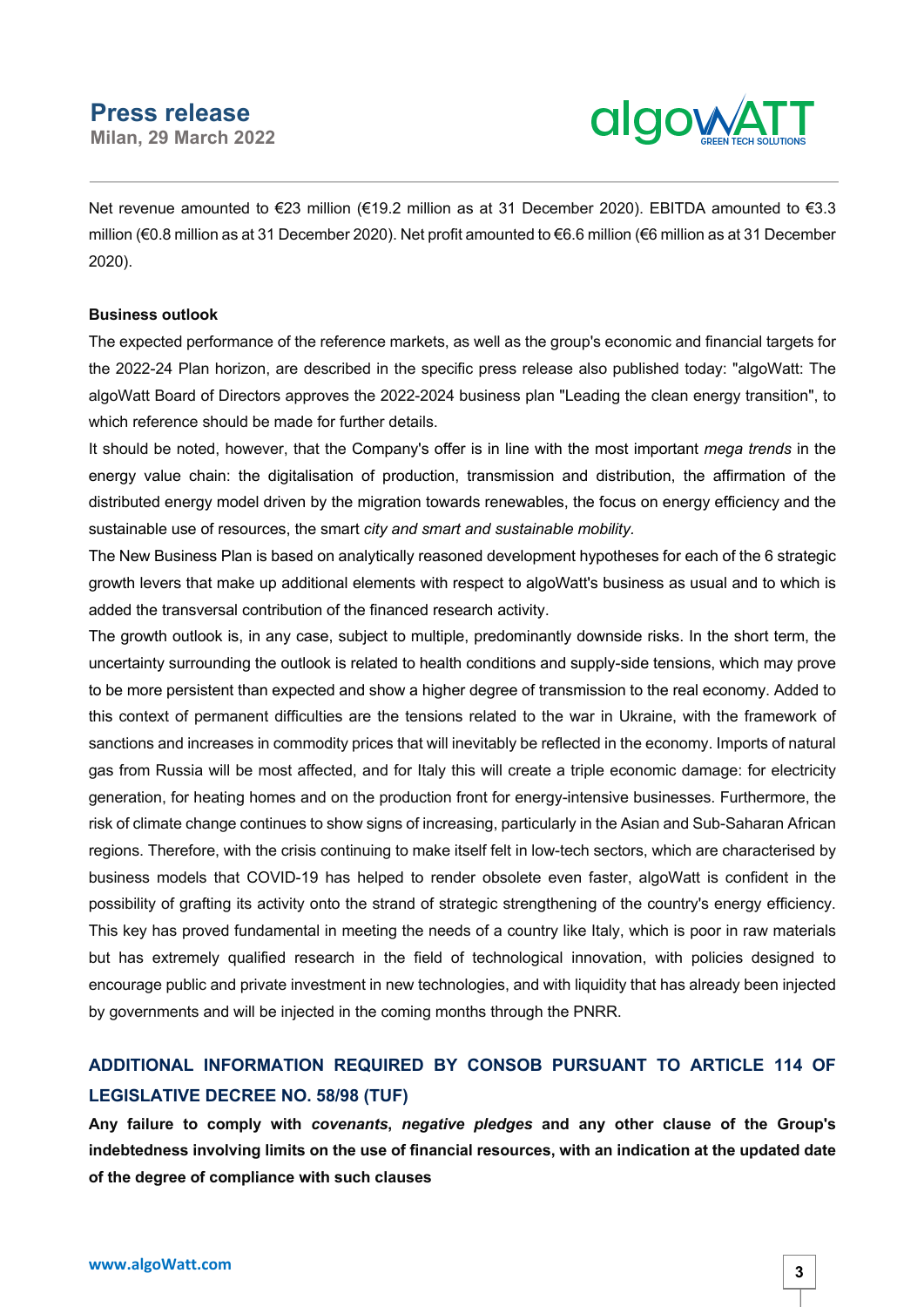Net revenue amounted to €23 million (€19.2 million as at 31 December 2020). EBITDA amounted to €3.3 million (€0.8 million as at 31 December 2020). Net profit amounted to €6.6 million (€6 million as at 31 December 2020).

**Business outlook**

The expected performance of the reference markets, as well as the group's economic and financial targets for the 2022-24 Plan horizon, are described in the specific press release also published today: "algoWatt: The algoWatt Board of Directors approves the 2022-2024 business plan "Leading the clean energy transition", to which reference should be made for further details.

It should be noted, however, that the Company's offer is in line with the most important *mega trends* in the energy value chain: the digitalisation of production, transmission and distribution, the affirmation of the distributed energy model driven by the migration towards renewables, the focus on energy efficiency and the sustainable use of resources, the smart *city and smart and sustainable mobility*.

The New Business Plan is based on analytically reasoned development hypotheses for each of the 6 strategic growth levers that make up additional elements with respect to algoWatt's business as usual and to which is added the transversal contribution of the financed research activity.

The growth outlook is, in any case, subject to multiple, predominantly downside risks. In the short term, the uncertainty surrounding the outlook is related to health conditions and supply-side tensions, which may prove to be more persistent than expected and show a higher degree of transmission to the real economy. Added to this context of permanent difficulties are the tensions related to the war in Ukraine, with the framework of sanctions and increases in commodity prices that will inevitably be reflected in the economy. Imports of natural gas from Russia will be most affected, and for Italy this will create a triple economic damage: for electricity generation, for heating homes and on the production front for energy-intensive businesses. Furthermore, the risk of climate change continues to show signs of increasing, particularly in the Asian and Sub-Saharan African regions. Therefore, with the crisis continuing to make itself felt in low-tech sectors, which are characterised by business models that COVID-19 has helped to render obsolete even faster, algoWatt is confident in the possibility of grafting its activity onto the strand of strategic strengthening of the country's energy efficiency. This key has proved fundamental in meeting the needs of a country like Italy, which is poor in raw materials but has extremely qualified research in the field of technological innovation, with policies designed to encourage public and private investment in new technologies, and with liquidity that has already been injected by governments and will be injected in the coming months through the PNRR.

## ADDITIONAL INFORMATION REQUIRED BY CONSOB PURSUANT TO ARTICLE 114 OF LEGISLATIVE DECREE NO. 58/98 (TUF)

**Any failure to comply with *covenants*, *negative pledges* and any other clause of the Group's indebtedness involving limits on the use of financial resources, with an indication at the updated date of the degree of compliance with such clauses**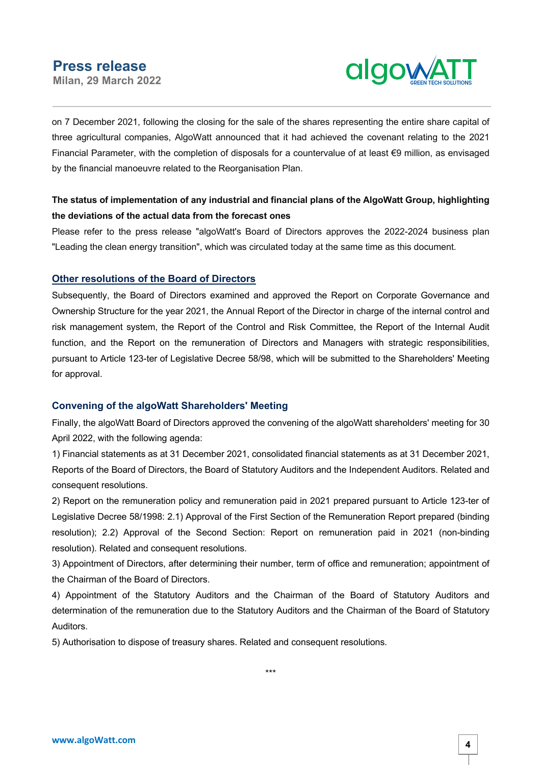on 7 December 2021, following the closing for the sale of the shares representing the entire share capital of three agricultural companies, AlgoWatt announced that it had achieved the covenant relating to the 2021 Financial Parameter, with the completion of disposals for a countervalue of at least €9 million, as envisaged by the financial manoeuvre related to the Reorganisation Plan.

**The status of implementation of any industrial and financial plans of the AlgoWatt Group, highlighting the deviations of the actual data from the forecast ones**

Please refer to the press release "algoWatt's Board of Directors approves the 2022-2024 business plan "Leading the clean energy transition", which was circulated today at the same time as this document.

## Other resolutions of the Board of Directors

Subsequently, the Board of Directors examined and approved the Report on Corporate Governance and Ownership Structure for the year 2021, the Annual Report of the Director in charge of the internal control and risk management system, the Report of the Control and Risk Committee, the Report of the Internal Audit function, and the Report on the remuneration of Directors and Managers with strategic responsibilities, pursuant to Article 123-ter of Legislative Decree 58/98, which will be submitted to the Shareholders' Meeting for approval.

## Convening of the algoWatt Shareholders' Meeting

Finally, the algoWatt Board of Directors approved the convening of the algoWatt shareholders' meeting for 30 April 2022, with the following agenda:

1) Financial statements as at 31 December 2021, consolidated financial statements as at 31 December 2021, Reports of the Board of Directors, the Board of Statutory Auditors and the Independent Auditors. Related and consequent resolutions.

2) Report on the remuneration policy and remuneration paid in 2021 prepared pursuant to Article 123-ter of Legislative Decree 58/1998: 2.1) Approval of the First Section of the Remuneration Report prepared (binding resolution); 2.2) Approval of the Second Section: Report on remuneration paid in 2021 (non-binding resolution). Related and consequent resolutions.

3) Appointment of Directors, after determining their number, term of office and remuneration; appointment of the Chairman of the Board of Directors.

4) Appointment of the Statutory Auditors and the Chairman of the Board of Statutory Auditors and determination of the remuneration due to the Statutory Auditors and the Chairman of the Board of Statutory Auditors.

5) Authorisation to dispose of treasury shares. Related and consequent resolutions.

\*\*\*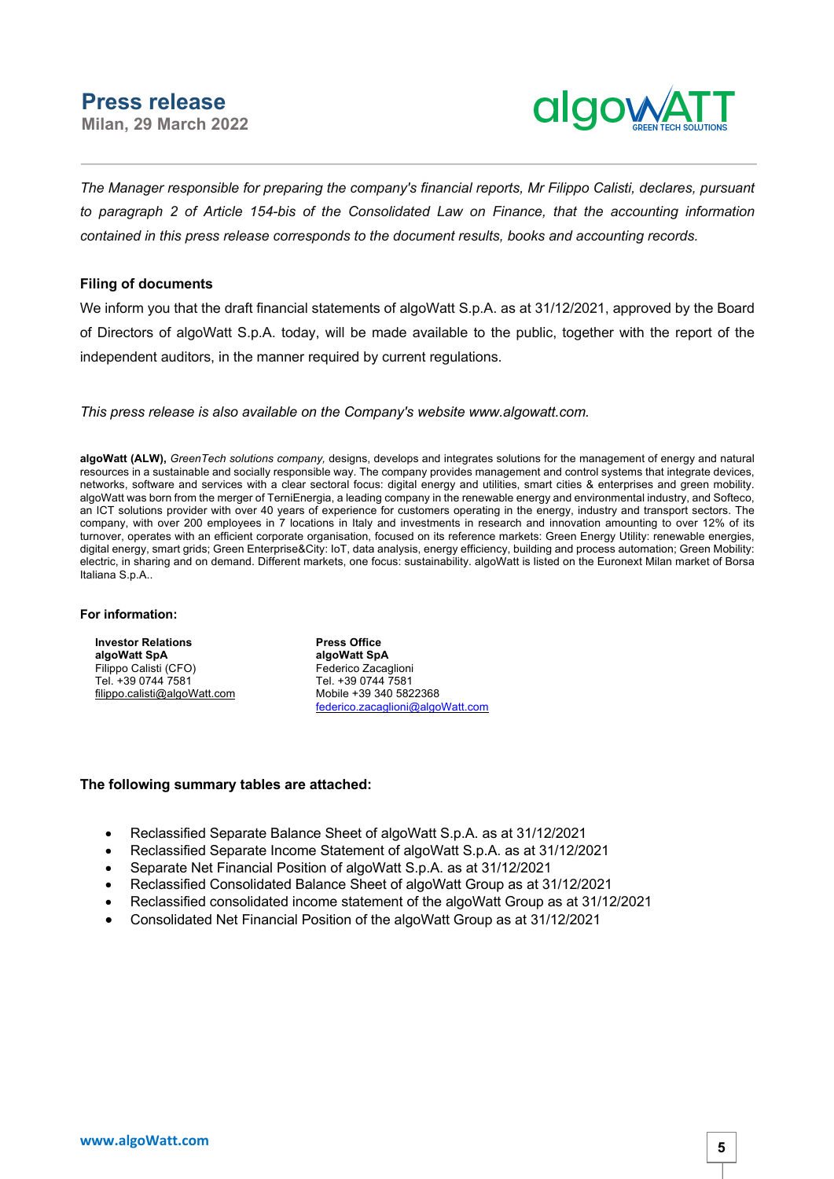*The Manager responsible for preparing the company's financial reports, Mr Filippo Calisti, declares, pursuant to paragraph 2 of Article 154-bis of the Consolidated Law on Finance, that the accounting information contained in this press release corresponds to the document results, books and accounting records.*

**Filing of documents**

We inform you that the draft financial statements of algoWatt S.p.A. as at 31/12/2021, approved by the Board of Directors of algoWatt S.p.A. today, will be made available to the public, together with the report of the independent auditors, in the manner required by current regulations.

*This press release is also available on the Company's website www.algowatt.com.*

**algoWatt (ALW),** *GreenTech solutions company,* designs, develops and integrates solutions for the management of energy and natural resources in a sustainable and socially responsible way. The company provides management and control systems that integrate devices, networks, software and services with a clear sectoral focus: digital energy and utilities, smart cities & enterprises and green mobility. algoWatt was born from the merger of TerniEnergia, a leading company in the renewable energy and environmental industry, and Softeco, an ICT solutions provider with over 40 years of experience for customers operating in the energy, industry and transport sectors. The company, with over 200 employees in 7 locations in Italy and investments in research and innovation amounting to over 12% of its turnover, operates with an efficient corporate organisation, focused on its reference markets: Green Energy Utility: renewable energies, digital energy, smart grids; Green Enterprise&City: IoT, data analysis, energy efficiency, building and process automation; Green Mobility: electric, in sharing and on demand. Different markets, one focus: sustainability. algoWatt is listed on the Euronext Milan market of Borsa Italiana S.p.A..

**For information:**

**Investor Relations**
**algoWatt SpA**
Filippo Calisti (CFO)
Tel. +39 0744 7581
filippo.calisti@algoWatt.com

**Press Office**
**algoWatt SpA**
Federico Zacaglioni
Tel. +39 0744 7581
Mobile +39 340 5822368
federico.zacaglioni@algoWatt.com

**The following summary tables are attached:**

- Reclassified Separate Balance Sheet of algoWatt S.p.A. as at 31/12/2021
- Reclassified Separate Income Statement of algoWatt S.p.A. as at 31/12/2021
- Separate Net Financial Position of algoWatt S.p.A. as at 31/12/2021
- Reclassified Consolidated Balance Sheet of algoWatt Group as at 31/12/2021
- Reclassified consolidated income statement of the algoWatt Group as at 31/12/2021
- Consolidated Net Financial Position of the algoWatt Group as at 31/12/2021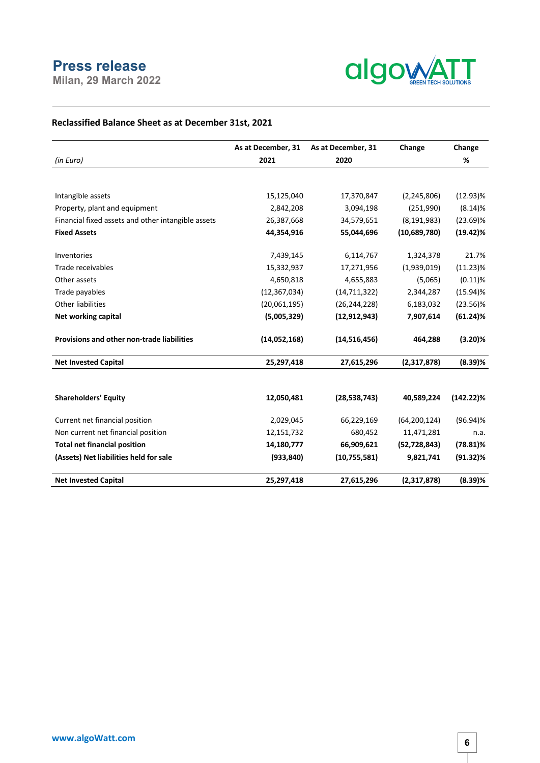## Reclassified Balance Sheet as at December 31st, 2021

| (in Euro) | As at December, 31 2021 | As at December, 31 2020 | Change | Change % |
|---|---|---|---|---|
| Intangible assets | 15,125,040 | 17,370,847 | (2,245,806) | (12.93)% |
| Property, plant and equipment | 2,842,208 | 3,094,198 | (251,990) | (8.14)% |
| Financial fixed assets and other intangible assets | 26,387,668 | 34,579,651 | (8,191,983) | (23.69)% |
| **Fixed Assets** | **44,354,916** | **55,044,696** | **(10,689,780)** | **(19.42)%** |
| Inventories | 7,439,145 | 6,114,767 | 1,324,378 | 21.7% |
| Trade receivables | 15,332,937 | 17,271,956 | (1,939,019) | (11.23)% |
| Other assets | 4,650,818 | 4,655,883 | (5,065) | (0.11)% |
| Trade payables | (12,367,034) | (14,711,322) | 2,344,287 | (15.94)% |
| Other liabilities | (20,061,195) | (26,244,228) | 6,183,032 | (23.56)% |
| **Net working capital** | **(5,005,329)** | **(12,912,943)** | **7,907,614** | **(61.24)%** |
| **Provisions and other non-trade liabilities** | **(14,052,168)** | **(14,516,456)** | **464,288** | **(3.20)%** |
| **Net Invested Capital** | **25,297,418** | **27,615,296** | **(2,317,878)** | **(8.39)%** |
| **Shareholders' Equity** | **12,050,481** | **(28,538,743)** | **40,589,224** | **(142.22)%** |
| Current net financial position | 2,029,045 | 66,229,169 | (64,200,124) | (96.94)% |
| Non current net financial position | 12,151,732 | 680,452 | 11,471,281 | n.a. |
| **Total net financial position** | **14,180,777** | **66,909,621** | **(52,728,843)** | **(78.81)%** |
| **(Assets) Net liabilities held for sale** | **(933,840)** | **(10,755,581)** | **9,821,741** | **(91.32)%** |
| **Net Invested Capital** | **25,297,418** | **27,615,296** | **(2,317,878)** | **(8.39)%** |

www.algoWatt.com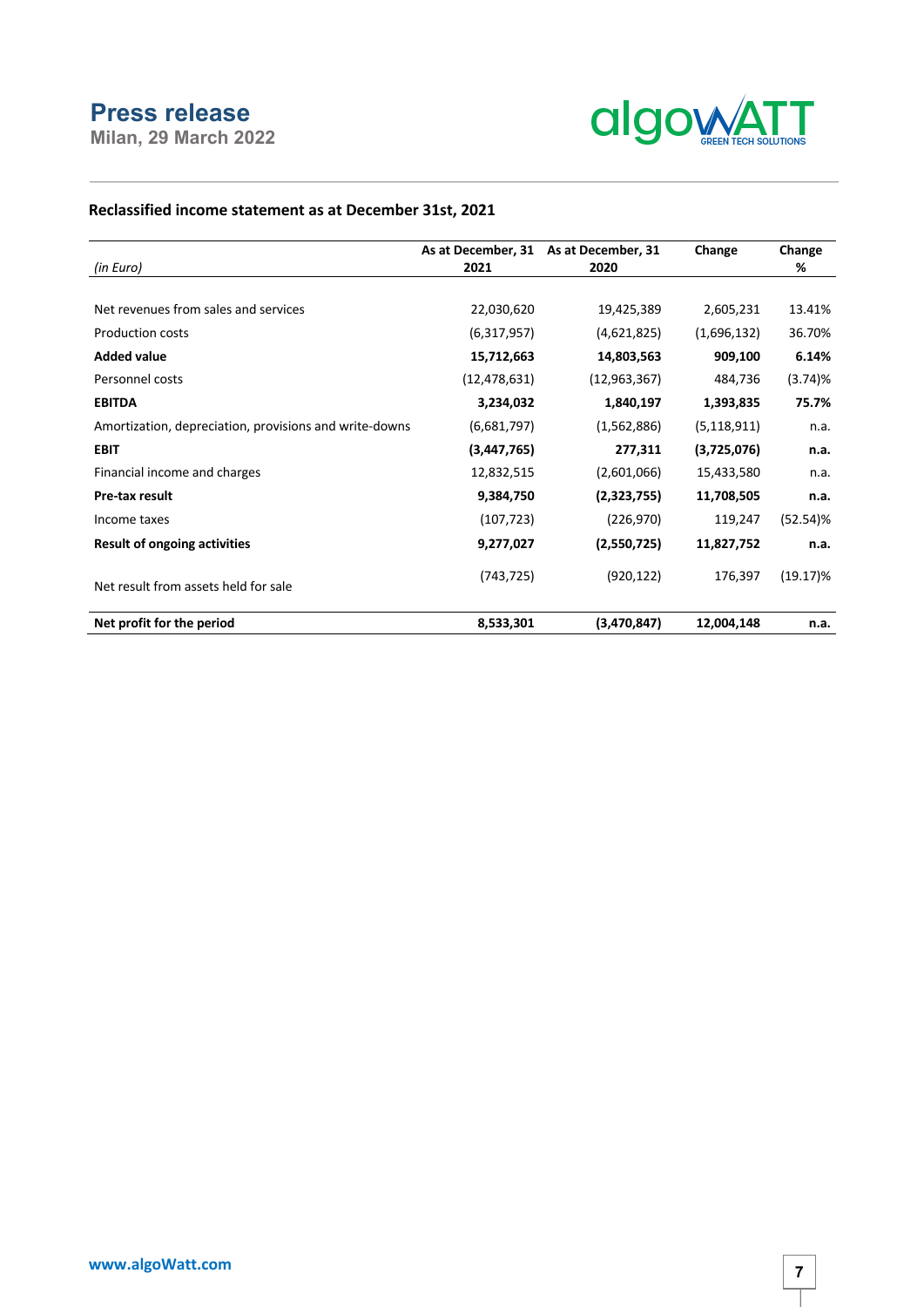## Reclassified income statement as at December 31st, 2021

| *(in Euro)* | As at December, 31 2021 | As at December, 31 2020 | Change | Change % |
|---|---|---|---|---|
| Net revenues from sales and services | 22,030,620 | 19,425,389 | 2,605,231 | 13.41% |
| Production costs | (6,317,957) | (4,621,825) | (1,696,132) | 36.70% |
| **Added value** | **15,712,663** | **14,803,563** | **909,100** | **6.14%** |
| Personnel costs | (12,478,631) | (12,963,367) | 484,736 | (3.74)% |
| **EBITDA** | **3,234,032** | **1,840,197** | **1,393,835** | **75.7%** |
| Amortization, depreciation, provisions and write-downs | (6,681,797) | (1,562,886) | (5,118,911) | n.a. |
| **EBIT** | **(3,447,765)** | **277,311** | **(3,725,076)** | **n.a.** |
| Financial income and charges | 12,832,515 | (2,601,066) | 15,433,580 | n.a. |
| **Pre-tax result** | **9,384,750** | **(2,323,755)** | **11,708,505** | **n.a.** |
| Income taxes | (107,723) | (226,970) | 119,247 | (52.54)% |
| **Result of ongoing activities** | **9,277,027** | **(2,550,725)** | **11,827,752** | **n.a.** |
| Net result from assets held for sale | (743,725) | (920,122) | 176,397 | (19.17)% |
| **Net profit for the period** | **8,533,301** | **(3,470,847)** | **12,004,148** | **n.a.** |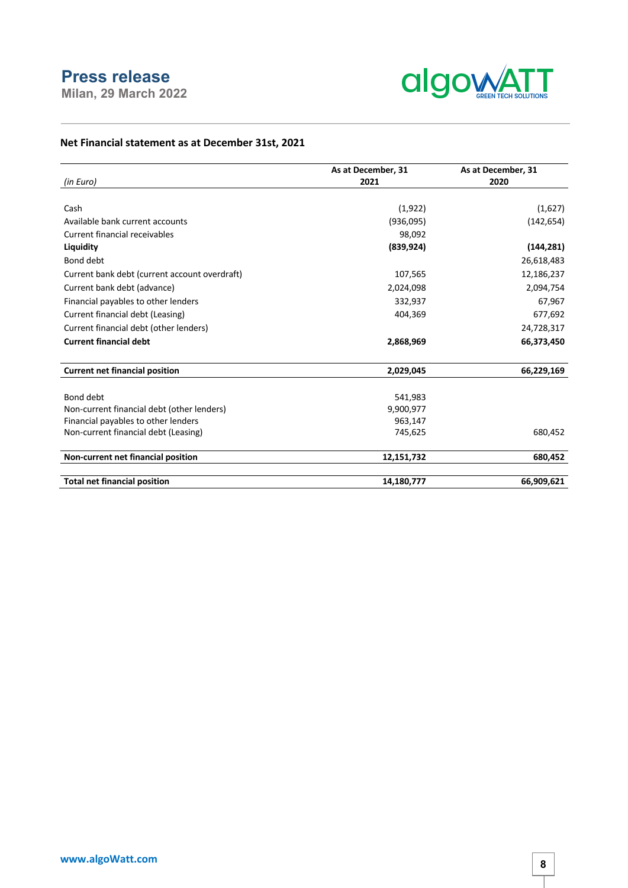Press release
Milan, 29 March 2022

## Net Financial statement as at December 31st, 2021

| *(in Euro)* | As at December, 31 2021 | As at December, 31 2020 |
|---|---|---|
| Cash | (1,922) | (1,627) |
| Available bank current accounts | (936,095) | (142,654) |
| Current financial receivables | 98,092 | |
| **Liquidity** | **(839,924)** | **(144,281)** |
| Bond debt | | 26,618,483 |
| Current bank debt (current account overdraft) | 107,565 | 12,186,237 |
| Current bank debt (advance) | 2,024,098 | 2,094,754 |
| Financial payables to other lenders | 332,937 | 67,967 |
| Current financial debt (Leasing) | 404,369 | 677,692 |
| Current financial debt (other lenders) | | 24,728,317 |
| **Current financial debt** | **2,868,969** | **66,373,450** |
| **Current net financial position** | **2,029,045** | **66,229,169** |
| Bond debt | 541,983 | |
| Non-current financial debt (other lenders) | 9,900,977 | |
| Financial payables to other lenders | 963,147 | |
| Non-current financial debt (Leasing) | 745,625 | 680,452 |
| **Non-current net financial position** | **12,151,732** | **680,452** |
| **Total net financial position** | **14,180,777** | **66,909,621** |

www.algoWatt.com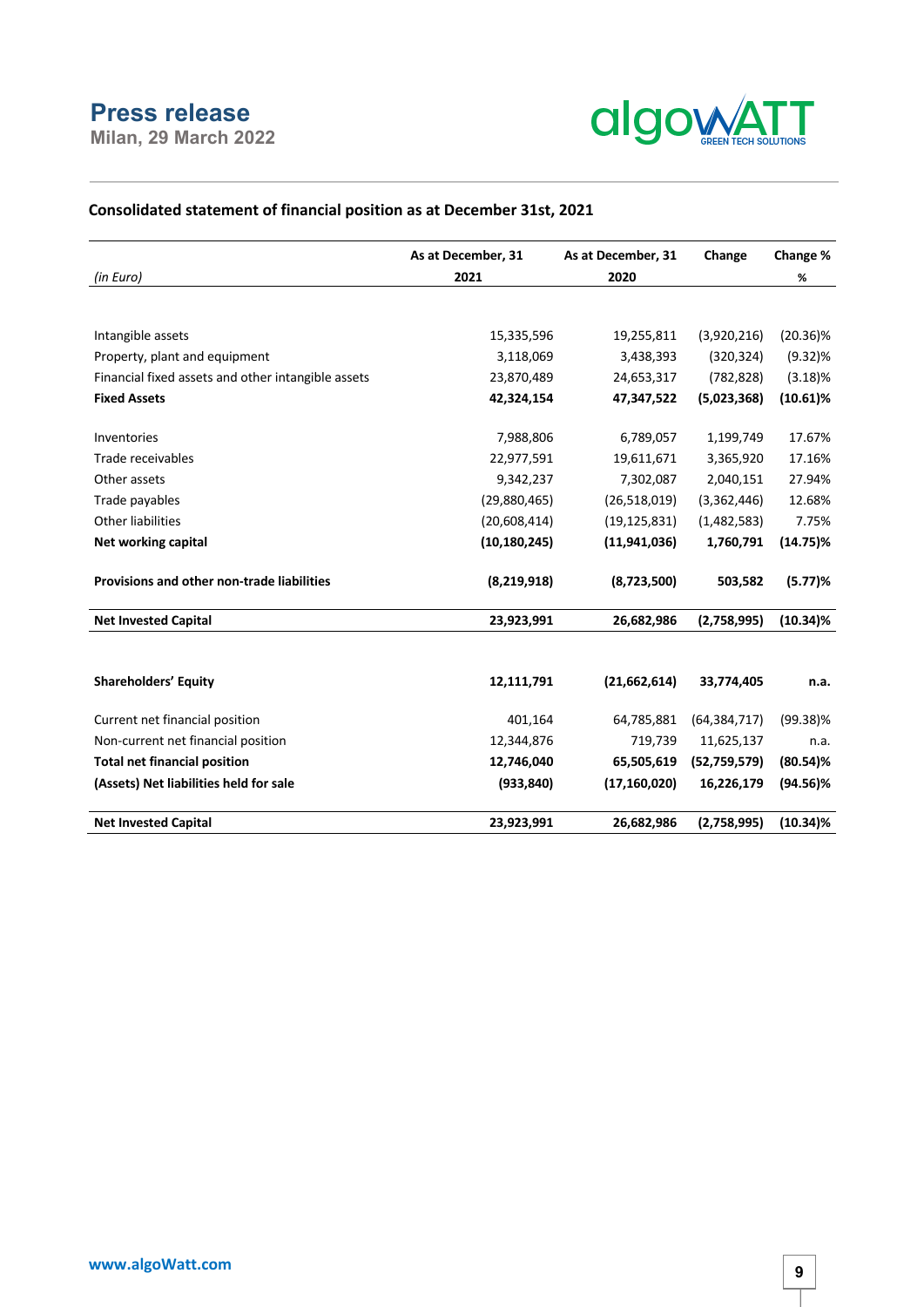**Press release**
**Milan, 29 March 2022**

## Consolidated statement of financial position as at December 31st, 2021

| (in Euro) | As at December, 31 2021 | As at December, 31 2020 | Change | Change % |
|---|---|---|---|---|
| Intangible assets | 15,335,596 | 19,255,811 | (3,920,216) | (20.36)% |
| Property, plant and equipment | 3,118,069 | 3,438,393 | (320,324) | (9.32)% |
| Financial fixed assets and other intangible assets | 23,870,489 | 24,653,317 | (782,828) | (3.18)% |
| **Fixed Assets** | **42,324,154** | **47,347,522** | **(5,023,368)** | **(10.61)%** |
| Inventories | 7,988,806 | 6,789,057 | 1,199,749 | 17.67% |
| Trade receivables | 22,977,591 | 19,611,671 | 3,365,920 | 17.16% |
| Other assets | 9,342,237 | 7,302,087 | 2,040,151 | 27.94% |
| Trade payables | (29,880,465) | (26,518,019) | (3,362,446) | 12.68% |
| Other liabilities | (20,608,414) | (19,125,831) | (1,482,583) | 7.75% |
| **Net working capital** | **(10,180,245)** | **(11,941,036)** | **1,760,791** | **(14.75)%** |
| **Provisions and other non-trade liabilities** | **(8,219,918)** | **(8,723,500)** | **503,582** | **(5.77)%** |
| **Net Invested Capital** | **23,923,991** | **26,682,986** | **(2,758,995)** | **(10.34)%** |
| **Shareholders' Equity** | **12,111,791** | **(21,662,614)** | **33,774,405** | **n.a.** |
| Current net financial position | 401,164 | 64,785,881 | (64,384,717) | (99.38)% |
| Non-current net financial position | 12,344,876 | 719,739 | 11,625,137 | n.a. |
| **Total net financial position** | **12,746,040** | **65,505,619** | **(52,759,579)** | **(80.54)%** |
| **(Assets) Net liabilities held for sale** | **(933,840)** | **(17,160,020)** | **16,226,179** | **(94.56)%** |
| **Net Invested Capital** | **23,923,991** | **26,682,986** | **(2,758,995)** | **(10.34)%** |

www.algoWatt.com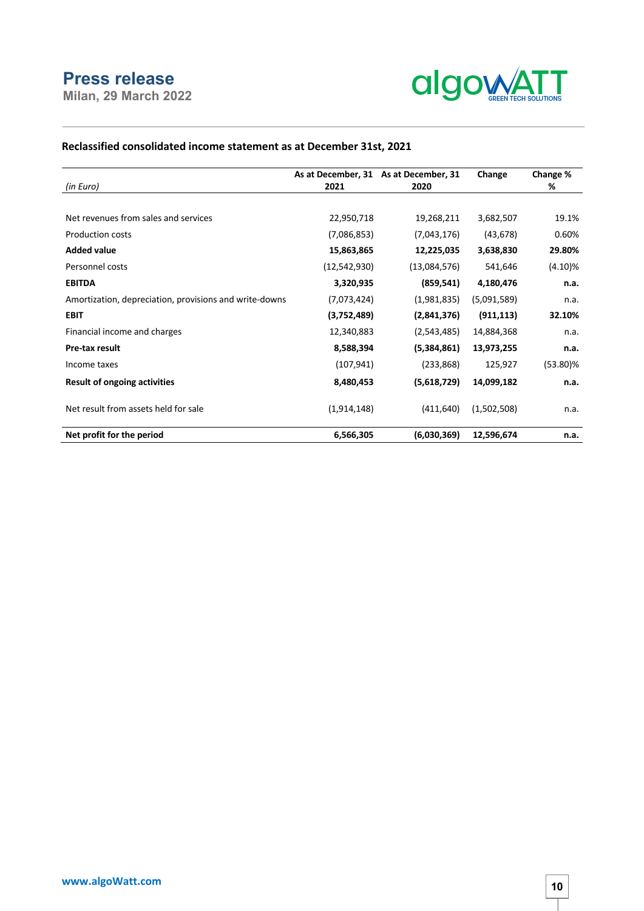# Press release

**Milan, 29 March 2022**

### Reclassified consolidated income statement as at December 31st, 2021

| *(in Euro)* | As at December, 31 2021 | As at December, 31 2020 | Change | Change % % |
|---|---|---|---|---|
| Net revenues from sales and services | 22,950,718 | 19,268,211 | 3,682,507 | 19.1% |
| Production costs | (7,086,853) | (7,043,176) | (43,678) | 0.60% |
| **Added value** | **15,863,865** | **12,225,035** | **3,638,830** | **29.80%** |
| Personnel costs | (12,542,930) | (13,084,576) | 541,646 | (4.10)% |
| **EBITDA** | **3,320,935** | **(859,541)** | **4,180,476** | **n.a.** |
| Amortization, depreciation, provisions and write-downs | (7,073,424) | (1,981,835) | (5,091,589) | n.a. |
| **EBIT** | **(3,752,489)** | **(2,841,376)** | **(911,113)** | **32.10%** |
| Financial income and charges | 12,340,883 | (2,543,485) | 14,884,368 | n.a. |
| **Pre-tax result** | **8,588,394** | **(5,384,861)** | **13,973,255** | **n.a.** |
| Income taxes | (107,941) | (233,868) | 125,927 | (53.80)% |
| **Result of ongoing activities** | **8,480,453** | **(5,618,729)** | **14,099,182** | **n.a.** |
| Net result from assets held for sale | (1,914,148) | (411,640) | (1,502,508) | n.a. |
| **Net profit for the period** | **6,566,305** | **(6,030,369)** | **12,596,674** | **n.a.** |

www.algoWatt.com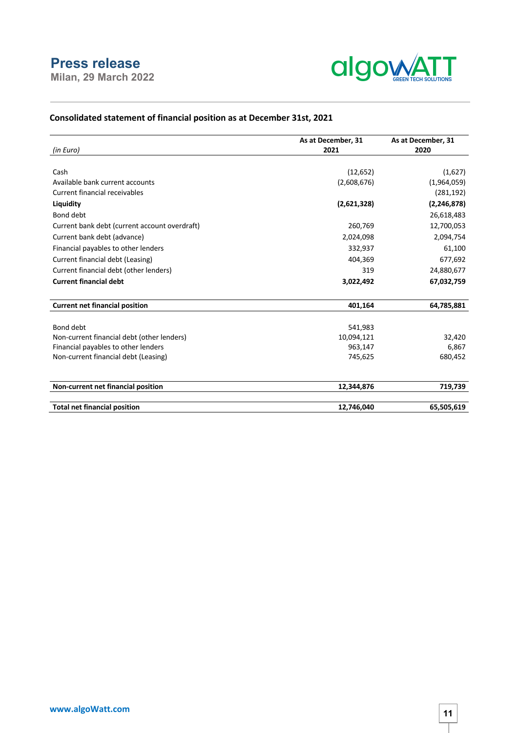## Consolidated statement of financial position as at December 31st, 2021

| *(in Euro)* | As at December, 31 2021 | As at December, 31 2020 |
|---|---|---|
| Cash | (12,652) | (1,627) |
| Available bank current accounts | (2,608,676) | (1,964,059) |
| Current financial receivables | | (281,192) |
| **Liquidity** | **(2,621,328)** | **(2,246,878)** |
| Bond debt | | 26,618,483 |
| Current bank debt (current account overdraft) | 260,769 | 12,700,053 |
| Current bank debt (advance) | 2,024,098 | 2,094,754 |
| Financial payables to other lenders | 332,937 | 61,100 |
| Current financial debt (Leasing) | 404,369 | 677,692 |
| Current financial debt (other lenders) | 319 | 24,880,677 |
| **Current financial debt** | **3,022,492** | **67,032,759** |
| **Current net financial position** | **401,164** | **64,785,881** |
| Bond debt | 541,983 | |
| Non-current financial debt (other lenders) | 10,094,121 | 32,420 |
| Financial payables to other lenders | 963,147 | 6,867 |
| Non-current financial debt (Leasing) | 745,625 | 680,452 |
| **Non-current net financial position** | **12,344,876** | **719,739** |
| **Total net financial position** | **12,746,040** | **65,505,619** |